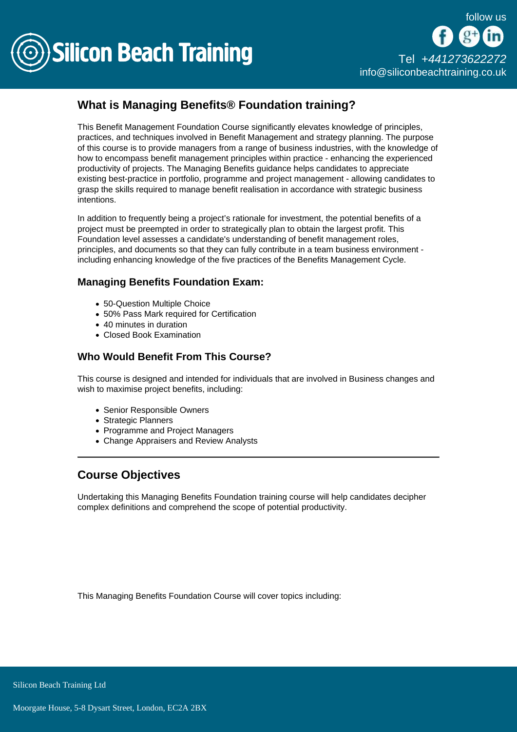Silicon Beach Training

follow us

Tel +441273622272
info@siliconbeachtraining.co.uk

## What is Managing Benefits® Foundation training?

This Benefit Management Foundation Course significantly elevates knowledge of principles, practices, and techniques involved in Benefit Management and strategy planning. The purpose of this course is to provide managers from a range of business industries, with the knowledge of how to encompass benefit management principles within practice - enhancing the experienced productivity of projects. The Managing Benefits guidance helps candidates to appreciate existing best-practice in portfolio, programme and project management - allowing candidates to grasp the skills required to manage benefit realisation in accordance with strategic business intentions.

In addition to frequently being a project's rationale for investment, the potential benefits of a project must be preempted in order to strategically plan to obtain the largest profit. This Foundation level assesses a candidate's understanding of benefit management roles, principles, and documents so that they can fully contribute in a team business environment - including enhancing knowledge of the five practices of the Benefits Management Cycle.

### Managing Benefits Foundation Exam:

- 50-Question Multiple Choice
- 50% Pass Mark required for Certification
- 40 minutes in duration
- Closed Book Examination

### Who Would Benefit From This Course?

This course is designed and intended for individuals that are involved in Business changes and wish to maximise project benefits, including:

- Senior Responsible Owners
- Strategic Planners
- Programme and Project Managers
- Change Appraisers and Review Analysts

---

## Course Objectives

Undertaking this Managing Benefits Foundation training course will help candidates decipher complex definitions and comprehend the scope of potential productivity.

This Managing Benefits Foundation Course will cover topics including:

Silicon Beach Training Ltd

Moorgate House, 5-8 Dysart Street, London, EC2A 2BX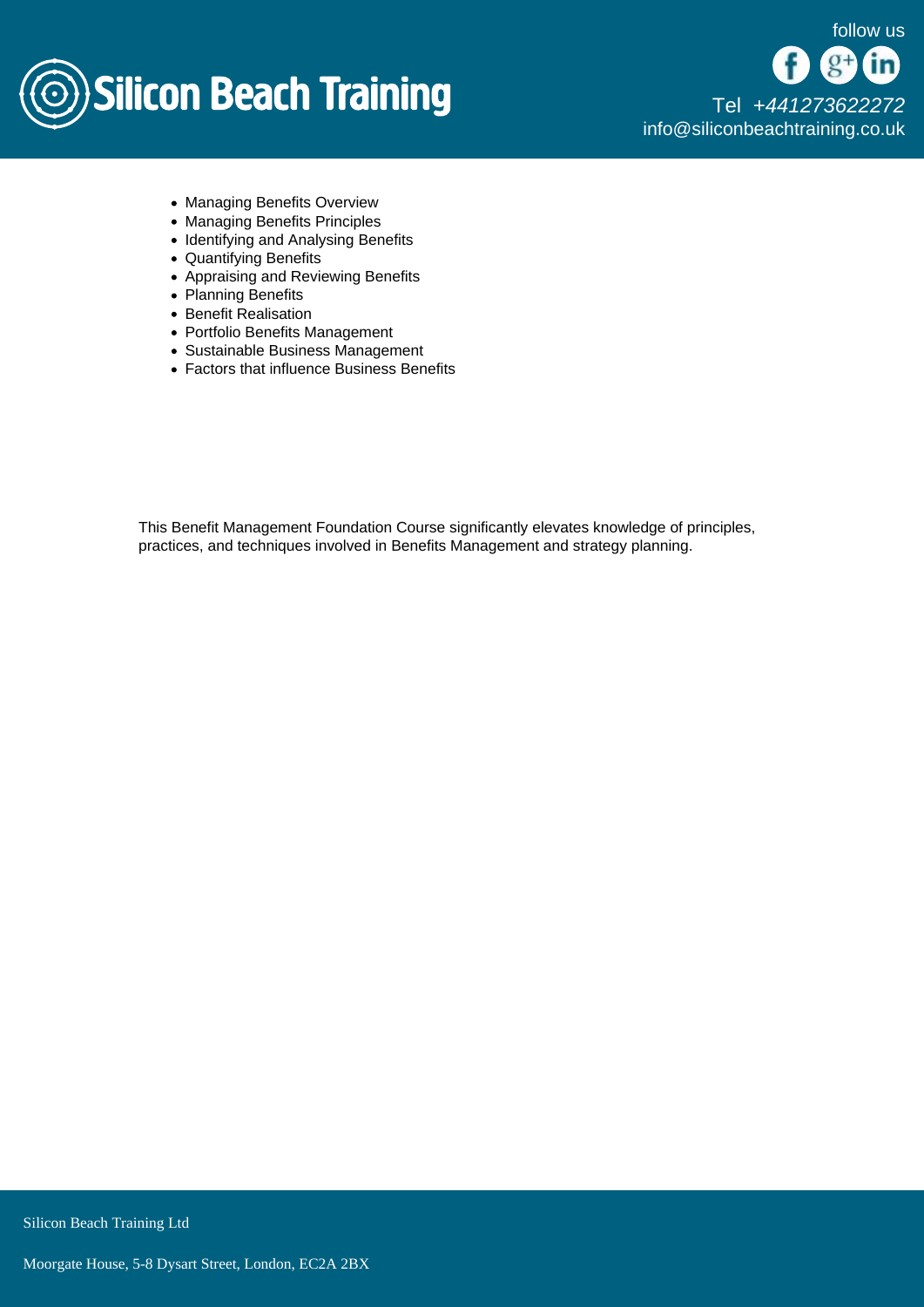- Managing Benefits Overview
- Managing Benefits Principles
- Identifying and Analysing Benefits
- Quantifying Benefits
- Appraising and Reviewing Benefits
- Planning Benefits
- Benefit Realisation
- Portfolio Benefits Management
- Sustainable Business Management
- Factors that influence Business Benefits

This Benefit Management Foundation Course significantly elevates knowledge of principles, practices, and techniques involved in Benefits Management and strategy planning.